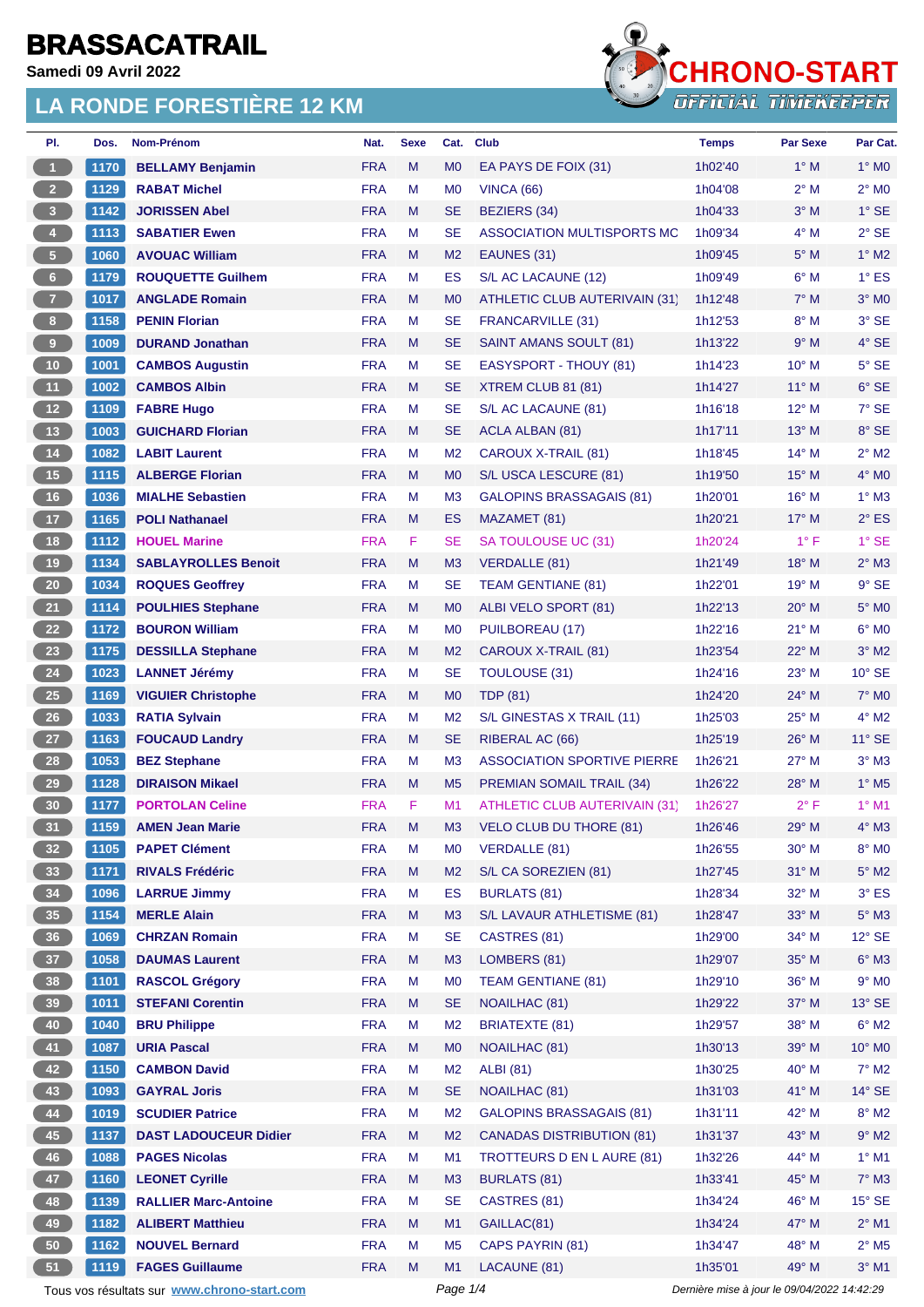# BRASSACATRAIL

**Samedi 09 Avril 2022**

## LA RONDE FORESTIÈRE 12 KM

CHRONO-START OFFICIAL TIMEKEEPER

| Pl. | Dos. | Nom-Prénom | Nat. | Sexe | Cat. | Club | Temps | Par Sexe | Par Cat. |
|---|---|---|---|---|---|---|---|---|---|
| 1 | 1170 | BELLAMY Benjamin | FRA | M | M0 | EA PAYS DE FOIX (31) | 1h02'40 | 1° M | 1° M0 |
| 2 | 1129 | RABAT Michel | FRA | M | M0 | VINCA (66) | 1h04'08 | 2° M | 2° M0 |
| 3 | 1142 | JORISSEN Abel | FRA | M | SE | BEZIERS (34) | 1h04'33 | 3° M | 1° SE |
| 4 | 1113 | SABATIER Ewen | FRA | M | SE | ASSOCIATION MULTISPORTS MC | 1h09'34 | 4° M | 2° SE |
| 5 | 1060 | AVOUAC William | FRA | M | M2 | EAUNES (31) | 1h09'45 | 5° M | 1° M2 |
| 6 | 1179 | ROUQUETTE Guilhem | FRA | M | ES | S/L AC LACAUNE (12) | 1h09'49 | 6° M | 1° ES |
| 7 | 1017 | ANGLADE Romain | FRA | M | M0 | ATHLETIC CLUB AUTERIVAIN (31) | 1h12'48 | 7° M | 3° M0 |
| 8 | 1158 | PENIN Florian | FRA | M | SE | FRANCARVILLE (31) | 1h12'53 | 8° M | 3° SE |
| 9 | 1009 | DURAND Jonathan | FRA | M | SE | SAINT AMANS SOULT (81) | 1h13'22 | 9° M | 4° SE |
| 10 | 1001 | CAMBOS Augustin | FRA | M | SE | EASYSPORT - THOUY (81) | 1h14'23 | 10° M | 5° SE |
| 11 | 1002 | CAMBOS Albin | FRA | M | SE | XTREM CLUB 81 (81) | 1h14'27 | 11° M | 6° SE |
| 12 | 1109 | FABRE Hugo | FRA | M | SE | S/L AC LACAUNE (81) | 1h16'18 | 12° M | 7° SE |
| 13 | 1003 | GUICHARD Florian | FRA | M | SE | ACLA ALBAN (81) | 1h17'11 | 13° M | 8° SE |
| 14 | 1082 | LABIT Laurent | FRA | M | M2 | CAROUX X-TRAIL (81) | 1h18'45 | 14° M | 2° M2 |
| 15 | 1115 | ALBERGE Florian | FRA | M | M0 | S/L USCA LESCURE (81) | 1h19'50 | 15° M | 4° M0 |
| 16 | 1036 | MIALHE Sebastien | FRA | M | M3 | GALOPINS BRASSAGAIS (81) | 1h20'01 | 16° M | 1° M3 |
| 17 | 1165 | POLI Nathanael | FRA | M | ES | MAZAMET (81) | 1h20'21 | 17° M | 2° ES |
| 18 | 1112 | HOUEL Marine | FRA | F | SE | SA TOULOUSE UC (31) | 1h20'24 | 1° F | 1° SE |
| 19 | 1134 | SABLAYROLLES Benoit | FRA | M | M3 | VERDALLE (81) | 1h21'49 | 18° M | 2° M3 |
| 20 | 1034 | ROQUES Geoffrey | FRA | M | SE | TEAM GENTIANE (81) | 1h22'01 | 19° M | 9° SE |
| 21 | 1114 | POULHIES Stephane | FRA | M | M0 | ALBI VELO SPORT (81) | 1h22'13 | 20° M | 5° M0 |
| 22 | 1172 | BOURON William | FRA | M | M0 | PUILBOREAU (17) | 1h22'16 | 21° M | 6° M0 |
| 23 | 1175 | DESSILLA Stephane | FRA | M | M2 | CAROUX X-TRAIL (81) | 1h23'54 | 22° M | 3° M2 |
| 24 | 1023 | LANNET Jérémy | FRA | M | SE | TOULOUSE (31) | 1h24'16 | 23° M | 10° SE |
| 25 | 1169 | VIGUIER Christophe | FRA | M | M0 | TDP (81) | 1h24'20 | 24° M | 7° M0 |
| 26 | 1033 | RATIA Sylvain | FRA | M | M2 | S/L GINESTAS X TRAIL (11) | 1h25'03 | 25° M | 4° M2 |
| 27 | 1163 | FOUCAUD Landry | FRA | M | SE | RIBERAL AC (66) | 1h25'19 | 26° M | 11° SE |
| 28 | 1053 | BEZ Stephane | FRA | M | M3 | ASSOCIATION SPORTIVE PIERRE | 1h26'21 | 27° M | 3° M3 |
| 29 | 1128 | DIRAISON Mikael | FRA | M | M5 | PREMIAN SOMAIL TRAIL (34) | 1h26'22 | 28° M | 1° M5 |
| 30 | 1177 | PORTOLAN Celine | FRA | F | M1 | ATHLETIC CLUB AUTERIVAIN (31) | 1h26'27 | 2° F | 1° M1 |
| 31 | 1159 | AMEN Jean Marie | FRA | M | M3 | VELO CLUB DU THORE (81) | 1h26'46 | 29° M | 4° M3 |
| 32 | 1105 | PAPET Clément | FRA | M | M0 | VERDALLE (81) | 1h26'55 | 30° M | 8° M0 |
| 33 | 1171 | RIVALS Frédéric | FRA | M | M2 | S/L CA SOREZIEN (81) | 1h27'45 | 31° M | 5° M2 |
| 34 | 1096 | LARRUE Jimmy | FRA | M | ES | BURLATS (81) | 1h28'34 | 32° M | 3° ES |
| 35 | 1154 | MERLE Alain | FRA | M | M3 | S/L LAVAUR ATHLETISME (81) | 1h28'47 | 33° M | 5° M3 |
| 36 | 1069 | CHRZAN Romain | FRA | M | SE | CASTRES (81) | 1h29'00 | 34° M | 12° SE |
| 37 | 1058 | DAUMAS Laurent | FRA | M | M3 | LOMBERS (81) | 1h29'07 | 35° M | 6° M3 |
| 38 | 1101 | RASCOL Grégory | FRA | M | M0 | TEAM GENTIANE (81) | 1h29'10 | 36° M | 9° M0 |
| 39 | 1011 | STEFANI Corentin | FRA | M | SE | NOAILHAC (81) | 1h29'22 | 37° M | 13° SE |
| 40 | 1040 | BRU Philippe | FRA | M | M2 | BRIATEXTE (81) | 1h29'57 | 38° M | 6° M2 |
| 41 | 1087 | URIA Pascal | FRA | M | M0 | NOAILHAC (81) | 1h30'13 | 39° M | 10° M0 |
| 42 | 1150 | CAMBON David | FRA | M | M2 | ALBI (81) | 1h30'25 | 40° M | 7° M2 |
| 43 | 1093 | GAYRAL Joris | FRA | M | SE | NOAILHAC (81) | 1h31'03 | 41° M | 14° SE |
| 44 | 1019 | SCUDIER Patrice | FRA | M | M2 | GALOPINS BRASSAGAIS (81) | 1h31'11 | 42° M | 8° M2 |
| 45 | 1137 | DAST LADOUCEUR Didier | FRA | M | M2 | CANADAS DISTRIBUTION (81) | 1h31'37 | 43° M | 9° M2 |
| 46 | 1088 | PAGES Nicolas | FRA | M | M1 | TROTTEURS D EN L AURE (81) | 1h32'26 | 44° M | 1° M1 |
| 47 | 1160 | LEONET Cyrille | FRA | M | M3 | BURLATS (81) | 1h33'41 | 45° M | 7° M3 |
| 48 | 1139 | RALLIER Marc-Antoine | FRA | M | SE | CASTRES (81) | 1h34'24 | 46° M | 15° SE |
| 49 | 1182 | ALIBERT Matthieu | FRA | M | M1 | GAILLAC(81) | 1h34'24 | 47° M | 2° M1 |
| 50 | 1162 | NOUVEL Bernard | FRA | M | M5 | CAPS PAYRIN (81) | 1h34'47 | 48° M | 2° M5 |
| 51 | 1119 | FAGES Guillaume | FRA | M | M1 | LACAUNE (81) | 1h35'01 | 49° M | 3° M1 |

Tous vos résultats sur www.chrono-start.com

Dernière mise à jour le 09/04/2022 14:42:29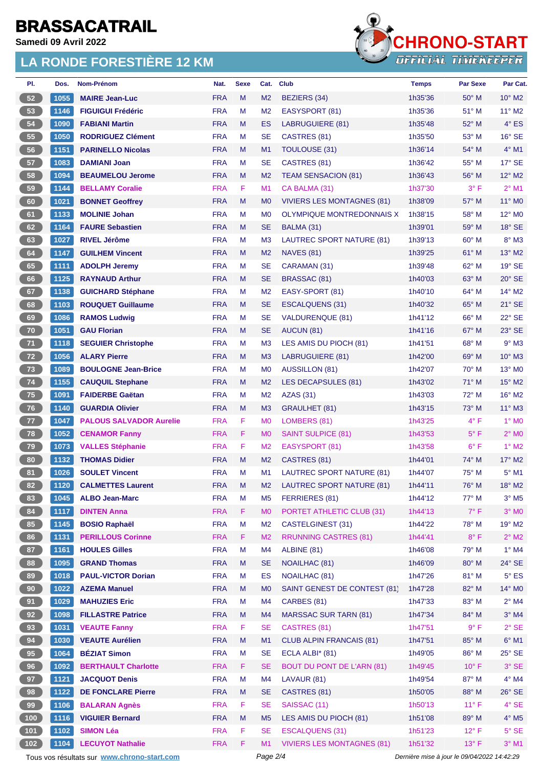# BRASSACATRAIL

**Samedi 09 Avril 2022**

## LA RONDE FORESTIÈRE 12 KM

| Pl. | Dos. | Nom-Prénom | Nat. | Sexe | Cat. | Club | Temps | Par Sexe | Par Cat. |
|---|---|---|---|---|---|---|---|---|---|
| 52 | 1055 | MAIRE Jean-Luc | FRA | M | M2 | BEZIERS (34) | 1h35'36 | 50° M | 10° M2 |
| 53 | 1146 | FIGUIGUI Frédéric | FRA | M | M2 | EASYSPORT (81) | 1h35'36 | 51° M | 11° M2 |
| 54 | 1090 | FABIANI Martin | FRA | M | ES | LABRUGUIERE (81) | 1h35'48 | 52° M | 4° ES |
| 55 | 1050 | RODRIGUEZ Clément | FRA | M | SE | CASTRES (81) | 1h35'50 | 53° M | 16° SE |
| 56 | 1151 | PARINELLO Nicolas | FRA | M | M1 | TOULOUSE (31) | 1h36'14 | 54° M | 4° M1 |
| 57 | 1083 | DAMIANI Joan | FRA | M | SE | CASTRES (81) | 1h36'42 | 55° M | 17° SE |
| 58 | 1094 | BEAUMELOU Jerome | FRA | M | M2 | TEAM SENSACION (81) | 1h36'43 | 56° M | 12° M2 |
| 59 | 1144 | BELLAMY Coralie | FRA | F | M1 | CA BALMA (31) | 1h37'30 | 3° F | 2° M1 |
| 60 | 1021 | BONNET Geoffrey | FRA | M | M0 | VIVIERS LES MONTAGNES (81) | 1h38'09 | 57° M | 11° M0 |
| 61 | 1133 | MOLINIE Johan | FRA | M | M0 | OLYMPIQUE MONTREDONNAIS X | 1h38'15 | 58° M | 12° M0 |
| 62 | 1164 | FAURE Sebastien | FRA | M | SE | BALMA (31) | 1h39'01 | 59° M | 18° SE |
| 63 | 1027 | RIVEL Jérôme | FRA | M | M3 | LAUTREC SPORT NATURE (81) | 1h39'13 | 60° M | 8° M3 |
| 64 | 1147 | GUILHEM Vincent | FRA | M | M2 | NAVES (81) | 1h39'25 | 61° M | 13° M2 |
| 65 | 1111 | ADOLPH Jeremy | FRA | M | SE | CARAMAN (31) | 1h39'48 | 62° M | 19° SE |
| 66 | 1125 | RAYNAUD Arthur | FRA | M | SE | BRASSAC (81) | 1h40'03 | 63° M | 20° SE |
| 67 | 1138 | GUICHARD Stéphane | FRA | M | M2 | EASY-SPORT (81) | 1h40'10 | 64° M | 14° M2 |
| 68 | 1103 | ROUQUET Guillaume | FRA | M | SE | ESCALQUENS (31) | 1h40'32 | 65° M | 21° SE |
| 69 | 1086 | RAMOS Ludwig | FRA | M | SE | VALDURENQUE (81) | 1h41'12 | 66° M | 22° SE |
| 70 | 1051 | GAU Florian | FRA | M | SE | AUCUN (81) | 1h41'16 | 67° M | 23° SE |
| 71 | 1118 | SEGUIER Christophe | FRA | M | M3 | LES AMIS DU PIOCH (81) | 1h41'51 | 68° M | 9° M3 |
| 72 | 1056 | ALARY Pierre | FRA | M | M3 | LABRUGUIERE (81) | 1h42'00 | 69° M | 10° M3 |
| 73 | 1089 | BOULOGNE Jean-Brice | FRA | M | M0 | AUSSILLON (81) | 1h42'07 | 70° M | 13° M0 |
| 74 | 1155 | CAUQUIL Stephane | FRA | M | M2 | LES DECAPSULES (81) | 1h43'02 | 71° M | 15° M2 |
| 75 | 1091 | FAIDERBE Gaëtan | FRA | M | M2 | AZAS (31) | 1h43'03 | 72° M | 16° M2 |
| 76 | 1140 | GUARDIA Olivier | FRA | M | M3 | GRAULHET (81) | 1h43'15 | 73° M | 11° M3 |
| 77 | 1047 | PALOUS SALVADOR Aurelie | FRA | F | M0 | LOMBERS (81) | 1h43'25 | 4° F | 1° M0 |
| 78 | 1052 | CENAMOR Fanny | FRA | F | M0 | SAINT SULPICE (81) | 1h43'53 | 5° F | 2° M0 |
| 79 | 1073 | VALLES Stéphanie | FRA | F | M2 | EASYSPORT (81) | 1h43'58 | 6° F | 1° M2 |
| 80 | 1132 | THOMAS Didier | FRA | M | M2 | CASTRES (81) | 1h44'01 | 74° M | 17° M2 |
| 81 | 1026 | SOULET Vincent | FRA | M | M1 | LAUTREC SPORT NATURE (81) | 1h44'07 | 75° M | 5° M1 |
| 82 | 1120 | CALMETTES Laurent | FRA | M | M2 | LAUTREC SPORT NATURE (81) | 1h44'11 | 76° M | 18° M2 |
| 83 | 1045 | ALBO Jean-Marc | FRA | M | M5 | FERRIERES (81) | 1h44'12 | 77° M | 3° M5 |
| 84 | 1117 | DINTEN Anna | FRA | F | M0 | PORTET ATHLETIC CLUB (31) | 1h44'13 | 7° F | 3° M0 |
| 85 | 1145 | BOSIO Raphaël | FRA | M | M2 | CASTELGINEST (31) | 1h44'22 | 78° M | 19° M2 |
| 86 | 1131 | PERILLOUS Corinne | FRA | F | M2 | RRUNNING CASTRES (81) | 1h44'41 | 8° F | 2° M2 |
| 87 | 1161 | HOULES Gilles | FRA | M | M4 | ALBINE (81) | 1h46'08 | 79° M | 1° M4 |
| 88 | 1095 | GRAND Thomas | FRA | M | SE | NOAILHAC (81) | 1h46'09 | 80° M | 24° SE |
| 89 | 1018 | PAUL-VICTOR Dorian | FRA | M | ES | NOAILHAC (81) | 1h47'26 | 81° M | 5° ES |
| 90 | 1022 | AZEMA Manuel | FRA | M | M0 | SAINT GENEST DE CONTEST (81) | 1h47'28 | 82° M | 14° M0 |
| 91 | 1029 | MAHUZIES Eric | FRA | M | M4 | CARBES (81) | 1h47'33 | 83° M | 2° M4 |
| 92 | 1098 | FILLASTRE Patrice | FRA | M | M4 | MARSSAC SUR TARN (81) | 1h47'34 | 84° M | 3° M4 |
| 93 | 1031 | VEAUTE Fanny | FRA | F | SE | CASTRES (81) | 1h47'51 | 9° F | 2° SE |
| 94 | 1030 | VEAUTE Aurélien | FRA | M | M1 | CLUB ALPIN FRANCAIS (81) | 1h47'51 | 85° M | 6° M1 |
| 95 | 1064 | BÉZIAT Simon | FRA | M | SE | ECLA ALBI* (81) | 1h49'05 | 86° M | 25° SE |
| 96 | 1092 | BERTHAULT Charlotte | FRA | F | SE | BOUT DU PONT DE L'ARN (81) | 1h49'45 | 10° F | 3° SE |
| 97 | 1121 | JACQUOT Denis | FRA | M | M4 | LAVAUR (81) | 1h49'54 | 87° M | 4° M4 |
| 98 | 1122 | DE FONCLARE Pierre | FRA | M | SE | CASTRES (81) | 1h50'05 | 88° M | 26° SE |
| 99 | 1106 | BALARAN Agnès | FRA | F | SE | SAISSAC (11) | 1h50'13 | 11° F | 4° SE |
| 100 | 1116 | VIGUIER Bernard | FRA | M | M5 | LES AMIS DU PIOCH (81) | 1h51'08 | 89° M | 4° M5 |
| 101 | 1102 | SIMON Léa | FRA | F | SE | ESCALQUENS (31) | 1h51'23 | 12° F | 5° SE |
| 102 | 1104 | LECUYOT Nathalie | FRA | F | M1 | VIVIERS LES MONTAGNES (81) | 1h51'32 | 13° F | 3° M1 |

Tous vos résultats sur www.chrono-start.com — Dernière mise à jour le 09/04/2022 14:42:29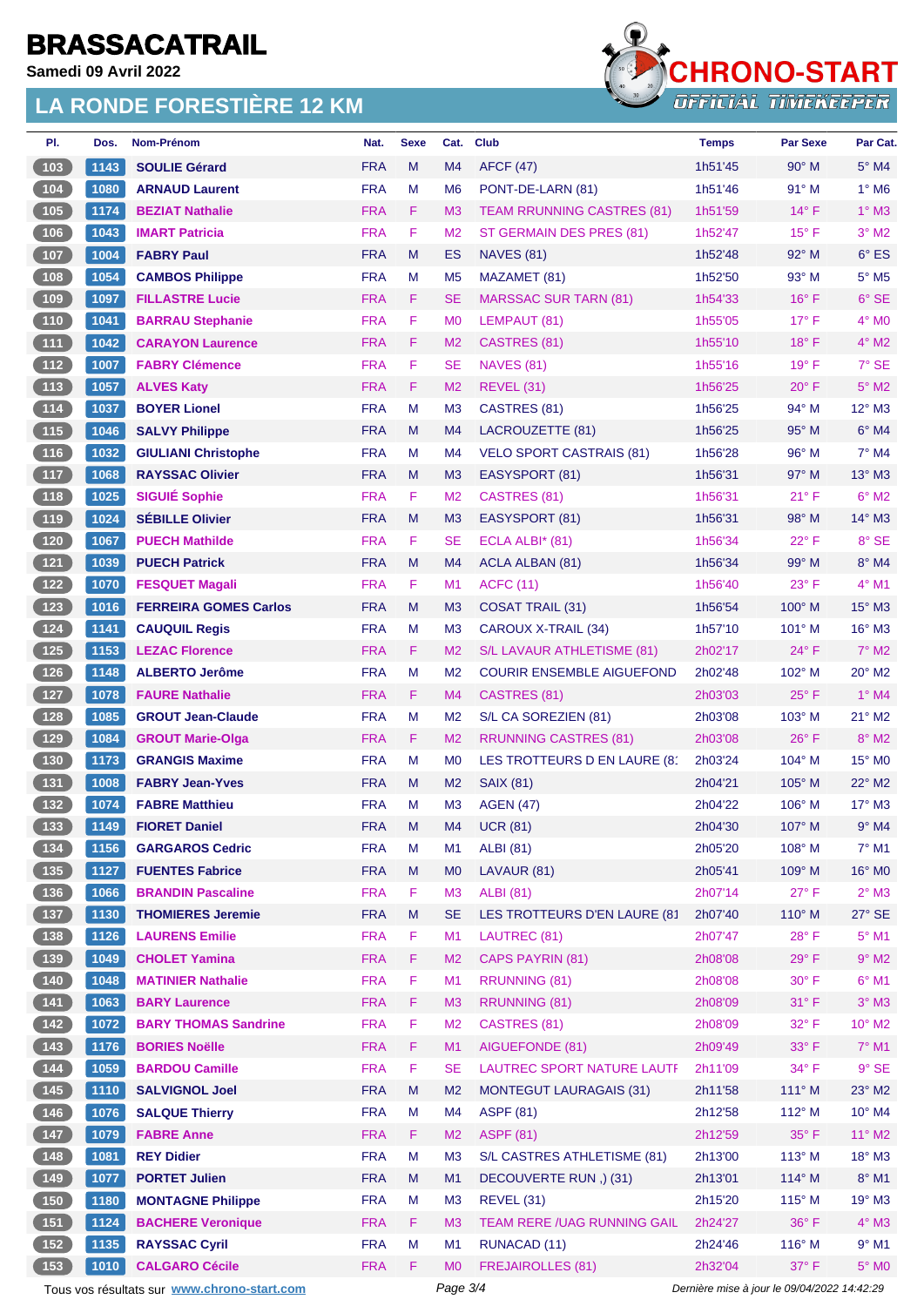# BRASSACATRAIL

**Samedi 09 Avril 2022**

## LA RONDE FORESTIÈRE 12 KM

| Pl. | Dos. | Nom-Prénom | Nat. | Sexe | Cat. | Club | Temps | Par Sexe | Par Cat. |
|---|---|---|---|---|---|---|---|---|---|
| 103 | 1143 | **SOULIE Gérard** | FRA | M | M4 | AFCF (47) | 1h51'45 | 90° M | 5° M4 |
| 104 | 1080 | **ARNAUD Laurent** | FRA | M | M6 | PONT-DE-LARN (81) | 1h51'46 | 91° M | 1° M6 |
| 105 | 1174 | **BEZIAT Nathalie** | FRA | F | M3 | TEAM RRUNNING CASTRES (81) | 1h51'59 | 14° F | 1° M3 |
| 106 | 1043 | **IMART Patricia** | FRA | F | M2 | ST GERMAIN DES PRES (81) | 1h52'47 | 15° F | 3° M2 |
| 107 | 1004 | **FABRY Paul** | FRA | M | ES | NAVES (81) | 1h52'48 | 92° M | 6° ES |
| 108 | 1054 | **CAMBOS Philippe** | FRA | M | M5 | MAZAMET (81) | 1h52'50 | 93° M | 5° M5 |
| 109 | 1097 | **FILLASTRE Lucie** | FRA | F | SE | MARSSAC SUR TARN (81) | 1h54'33 | 16° F | 6° SE |
| 110 | 1041 | **BARRAU Stephanie** | FRA | F | M0 | LEMPAUT (81) | 1h55'05 | 17° F | 4° M0 |
| 111 | 1042 | **CARAYON Laurence** | FRA | F | M2 | CASTRES (81) | 1h55'10 | 18° F | 4° M2 |
| 112 | 1007 | **FABRY Clémence** | FRA | F | SE | NAVES (81) | 1h55'16 | 19° F | 7° SE |
| 113 | 1057 | **ALVES Katy** | FRA | F | M2 | REVEL (31) | 1h56'25 | 20° F | 5° M2 |
| 114 | 1037 | **BOYER Lionel** | FRA | M | M3 | CASTRES (81) | 1h56'25 | 94° M | 12° M3 |
| 115 | 1046 | **SALVY Philippe** | FRA | M | M4 | LACROUZETTE (81) | 1h56'25 | 95° M | 6° M4 |
| 116 | 1032 | **GIULIANI Christophe** | FRA | M | M4 | VELO SPORT CASTRAIS (81) | 1h56'28 | 96° M | 7° M4 |
| 117 | 1068 | **RAYSSAC Olivier** | FRA | M | M3 | EASYSPORT (81) | 1h56'31 | 97° M | 13° M3 |
| 118 | 1025 | **SIGUIÉ Sophie** | FRA | F | M2 | CASTRES (81) | 1h56'31 | 21° F | 6° M2 |
| 119 | 1024 | **SÉBILLE Olivier** | FRA | M | M3 | EASYSPORT (81) | 1h56'31 | 98° M | 14° M3 |
| 120 | 1067 | **PUECH Mathilde** | FRA | F | SE | ECLA ALBI* (81) | 1h56'34 | 22° F | 8° SE |
| 121 | 1039 | **PUECH Patrick** | FRA | M | M4 | ACLA ALBAN (81) | 1h56'34 | 99° M | 8° M4 |
| 122 | 1070 | **FESQUET Magali** | FRA | F | M1 | ACFC (11) | 1h56'40 | 23° F | 4° M1 |
| 123 | 1016 | **FERREIRA GOMES Carlos** | FRA | M | M3 | COSAT TRAIL (31) | 1h56'54 | 100° M | 15° M3 |
| 124 | 1141 | **CAUQUIL Regis** | FRA | M | M3 | CAROUX X-TRAIL (34) | 1h57'10 | 101° M | 16° M3 |
| 125 | 1153 | **LEZAC Florence** | FRA | F | M2 | S/L LAVAUR ATHLETISME (81) | 2h02'17 | 24° F | 7° M2 |
| 126 | 1148 | **ALBERTO Jerôme** | FRA | M | M2 | COURIR ENSEMBLE AIGUEFOND | 2h02'48 | 102° M | 20° M2 |
| 127 | 1078 | **FAURE Nathalie** | FRA | F | M4 | CASTRES (81) | 2h03'03 | 25° F | 1° M4 |
| 128 | 1085 | **GROUT Jean-Claude** | FRA | M | M2 | S/L CA SOREZIEN (81) | 2h03'08 | 103° M | 21° M2 |
| 129 | 1084 | **GROUT Marie-Olga** | FRA | F | M2 | RRUNNING CASTRES (81) | 2h03'08 | 26° F | 8° M2 |
| 130 | 1173 | **GRANGIS Maxime** | FRA | M | M0 | LES TROTTEURS D EN LAURE (8: | 2h03'24 | 104° M | 15° M0 |
| 131 | 1008 | **FABRY Jean-Yves** | FRA | M | M2 | SAIX (81) | 2h04'21 | 105° M | 22° M2 |
| 132 | 1074 | **FABRE Matthieu** | FRA | M | M3 | AGEN (47) | 2h04'22 | 106° M | 17° M3 |
| 133 | 1149 | **FIORET Daniel** | FRA | M | M4 | UCR (81) | 2h04'30 | 107° M | 9° M4 |
| 134 | 1156 | **GARGAROS Cedric** | FRA | M | M1 | ALBI (81) | 2h05'20 | 108° M | 7° M1 |
| 135 | 1127 | **FUENTES Fabrice** | FRA | M | M0 | LAVAUR (81) | 2h05'41 | 109° M | 16° M0 |
| 136 | 1066 | **BRANDIN Pascaline** | FRA | F | M3 | ALBI (81) | 2h07'14 | 27° F | 2° M3 |
| 137 | 1130 | **THOMIERES Jeremie** | FRA | M | SE | LES TROTTEURS D'EN LAURE (81 | 2h07'40 | 110° M | 27° SE |
| 138 | 1126 | **LAURENS Emilie** | FRA | F | M1 | LAUTREC (81) | 2h07'47 | 28° F | 5° M1 |
| 139 | 1049 | **CHOLET Yamina** | FRA | F | M2 | CAPS PAYRIN (81) | 2h08'08 | 29° F | 9° M2 |
| 140 | 1048 | **MATINIER Nathalie** | FRA | F | M1 | RRUNNING (81) | 2h08'08 | 30° F | 6° M1 |
| 141 | 1063 | **BARY Laurence** | FRA | F | M3 | RRUNNING (81) | 2h08'09 | 31° F | 3° M3 |
| 142 | 1072 | **BARY THOMAS Sandrine** | FRA | F | M2 | CASTRES (81) | 2h08'09 | 32° F | 10° M2 |
| 143 | 1176 | **BORIES Noëlle** | FRA | F | M1 | AIGUEFONDE (81) | 2h09'49 | 33° F | 7° M1 |
| 144 | 1059 | **BARDOU Camille** | FRA | F | SE | LAUTREC SPORT NATURE LAUTI | 2h11'09 | 34° F | 9° SE |
| 145 | 1110 | **SALVIGNOL Joel** | FRA | M | M2 | MONTEGUT LAURAGAIS (31) | 2h11'58 | 111° M | 23° M2 |
| 146 | 1076 | **SALQUE Thierry** | FRA | M | M4 | ASPF (81) | 2h12'58 | 112° M | 10° M4 |
| 147 | 1079 | **FABRE Anne** | FRA | F | M2 | ASPF (81) | 2h12'59 | 35° F | 11° M2 |
| 148 | 1081 | **REY Didier** | FRA | M | M3 | S/L CASTRES ATHLETISME (81) | 2h13'00 | 113° M | 18° M3 |
| 149 | 1077 | **PORTET Julien** | FRA | M | M1 | DECOUVERTE RUN ,) (31) | 2h13'01 | 114° M | 8° M1 |
| 150 | 1180 | **MONTAGNE Philippe** | FRA | M | M3 | REVEL (31) | 2h15'20 | 115° M | 19° M3 |
| 151 | 1124 | **BACHERE Veronique** | FRA | F | M3 | TEAM RERE /UAG RUNNING GAIL | 2h24'27 | 36° F | 4° M3 |
| 152 | 1135 | **RAYSSAC Cyril** | FRA | M | M1 | RUNACAD (11) | 2h24'46 | 116° M | 9° M1 |
| 153 | 1010 | **CALGARO Cécile** | FRA | F | M0 | FREJAIROLLES (81) | 2h32'04 | 37° F | 5° M0 |

Tous vos résultats sur www.chrono-start.com

Dernière mise à jour le 09/04/2022 14:42:29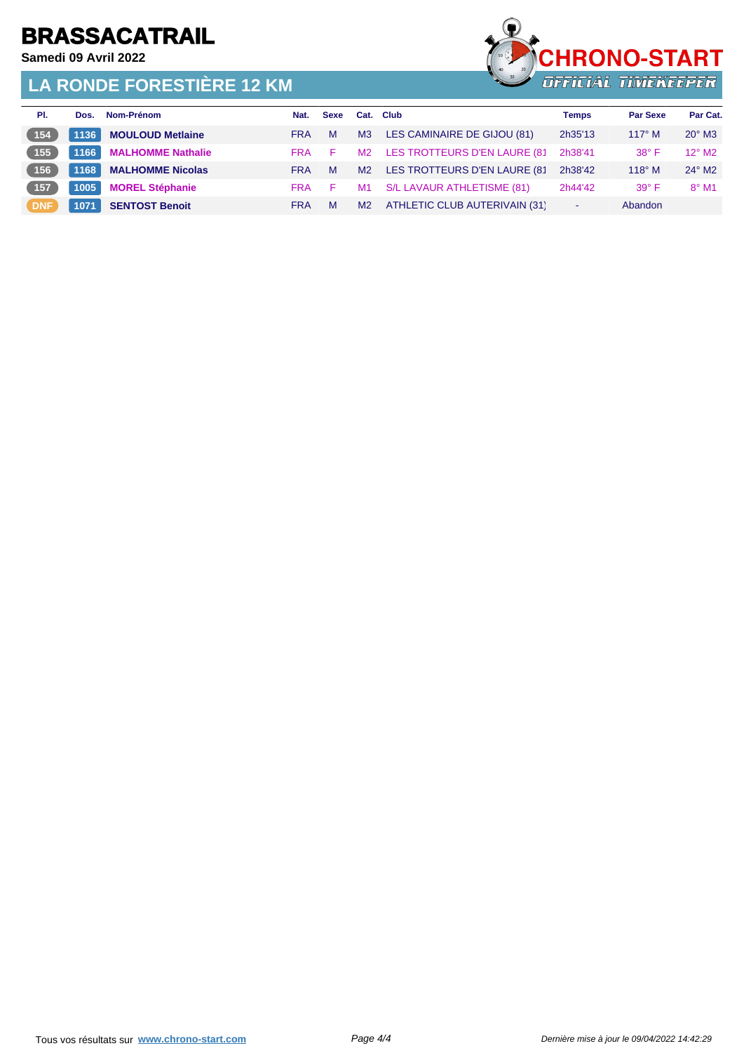# BRASSACATRAIL

**Samedi 09 Avril 2022**

## LA RONDE FORESTIÈRE 12 KM

| Pl. | Dos. | Nom-Prénom | Nat. | Sexe | Cat. | Club | Temps | Par Sexe | Par Cat. |
|---|---|---|---|---|---|---|---|---|---|
| 154 | 1136 | **MOULOUD Metlaine** | FRA | M | M3 | LES CAMINAIRE DE GIJOU (81) | 2h35'13 | 117° M | 20° M3 |
| 155 | 1166 | **MALHOMME Nathalie** | FRA | F | M2 | LES TROTTEURS D'EN LAURE (81 | 2h38'41 | 38° F | 12° M2 |
| 156 | 1168 | **MALHOMME Nicolas** | FRA | M | M2 | LES TROTTEURS D'EN LAURE (81 | 2h38'42 | 118° M | 24° M2 |
| 157 | 1005 | **MOREL Stéphanie** | FRA | F | M1 | S/L LAVAUR ATHLETISME (81) | 2h44'42 | 39° F | 8° M1 |
| DNF | 1071 | **SENTOST Benoit** | FRA | M | M2 | ATHLETIC CLUB AUTERIVAIN (31) | - | Abandon | |

Tous vos résultats sur www.chrono-start.com

*Dernière mise à jour le 09/04/2022 14:42:29*